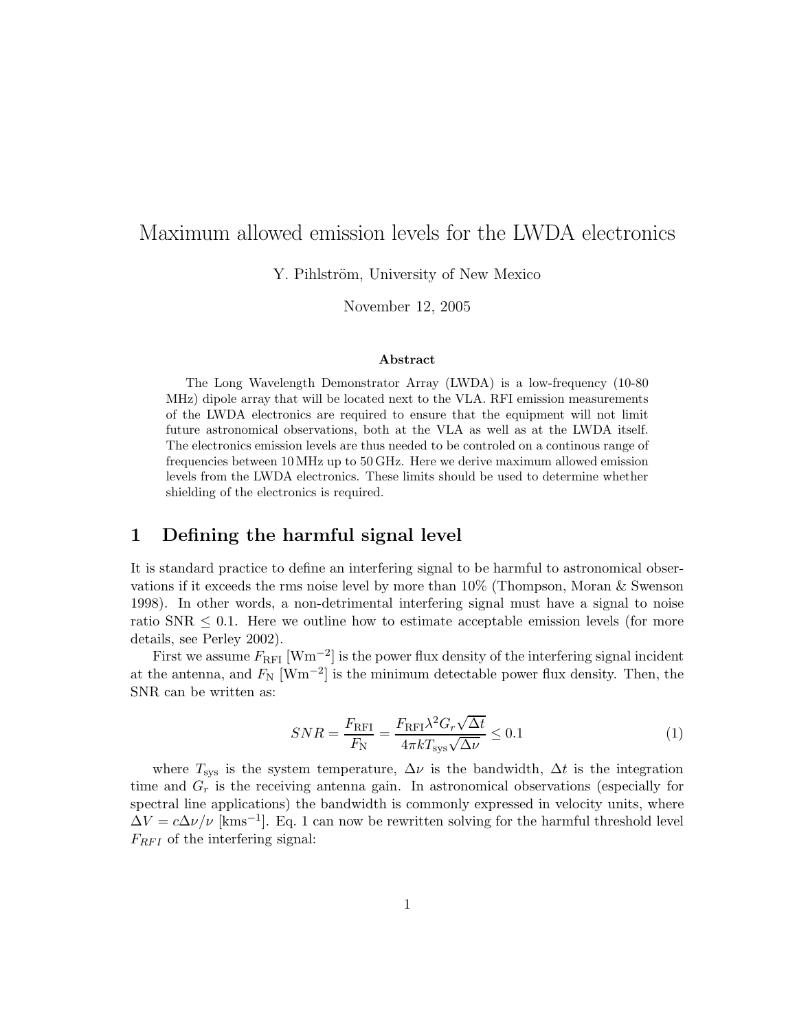# Maximum allowed emission levels for the LWDA electronics

Y. Pihlström, University of New Mexico

November 12, 2005

### Abstract

The Long Wavelength Demonstrator Array (LWDA) is a low-frequency (10-80 MHz) dipole array that will be located next to the VLA. RFI emission measurements of the LWDA electronics are required to ensure that the equipment will not limit future astronomical observations, both at the VLA as well as at the LWDA itself. The electronics emission levels are thus needed to be controled on a continous range of frequencies between 10 MHz up to 50 GHz. Here we derive maximum allowed emission levels from the LWDA electronics. These limits should be used to determine whether shielding of the electronics is required.

## 1 Defining the harmful signal level

It is standard practice to define an interfering signal to be harmful to astronomical observations if it exceeds the rms noise level by more than 10% (Thompson, Moran & Swenson 1998). In other words, a non-detrimental interfering signal must have a signal to noise ratio SNR $\leq 0.1$. Here we outline how to estimate acceptable emission levels (for more details, see Perley 2002).

First we assume $F_{\rm RFI}$ [Wm$^{-2}$] is the power flux density of the interfering signal incident at the antenna, and $F_{\rm N}$ [Wm$^{-2}$] is the minimum detectable power flux density. Then, the SNR can be written as:

$$SNR = \frac{F_{\rm RFI}}{F_{\rm N}} = \frac{F_{\rm RFI}\lambda^2 G_r \sqrt{\Delta t}}{4\pi k T_{\rm sys}\sqrt{\Delta\nu}} \leq 0.1 \qquad (1)$$

where $T_{\rm sys}$ is the system temperature, $\Delta\nu$ is the bandwidth, $\Delta t$ is the integration time and $G_r$ is the receiving antenna gain. In astronomical observations (especially for spectral line applications) the bandwidth is commonly expressed in velocity units, where $\Delta V = c\Delta\nu/\nu$ [kms$^{-1}$]. Eq. 1 can now be rewritten solving for the harmful threshold level $F_{RFI}$ of the interfering signal: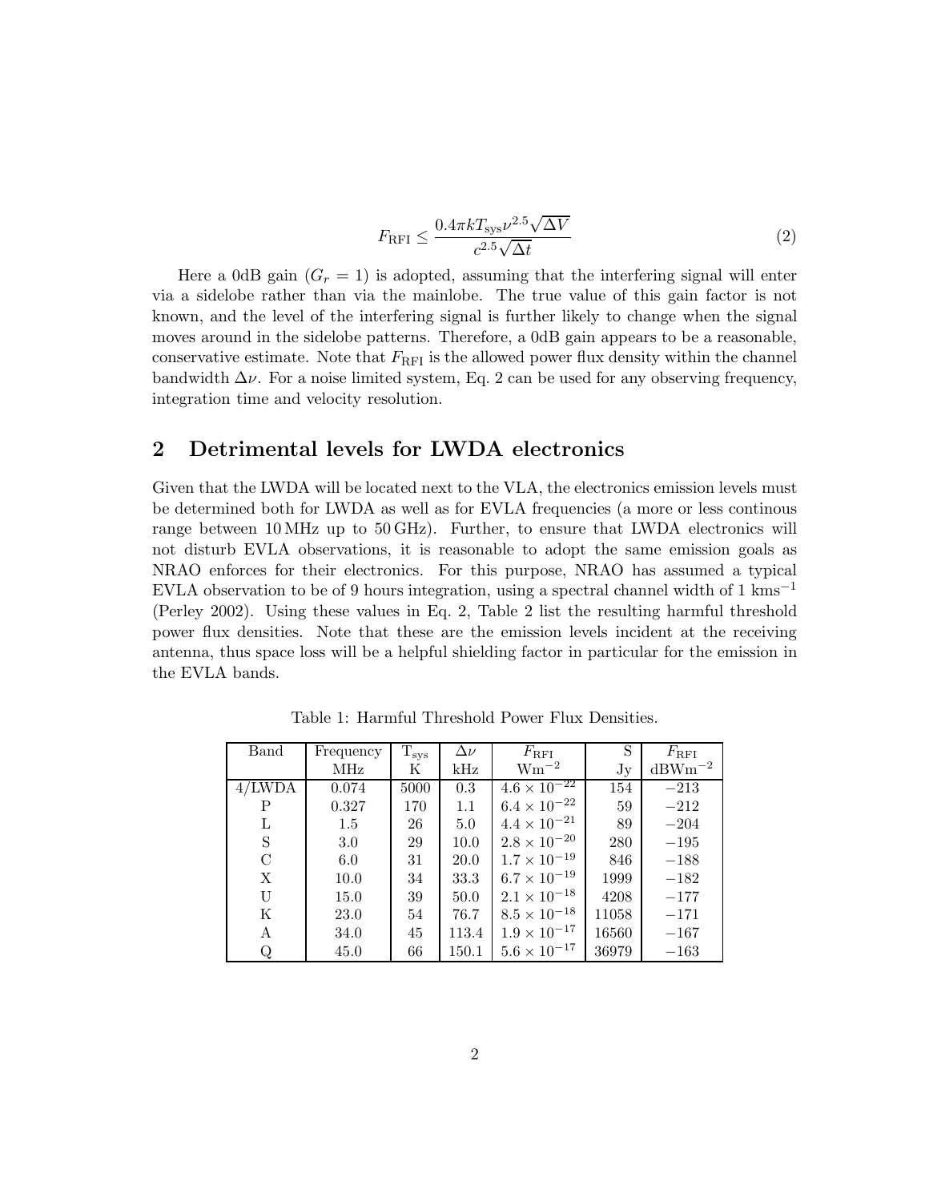$$F_{\rm RFI} \leq \frac{0.4\pi k T_{\rm sys} \nu^{2.5} \sqrt{\Delta V}}{c^{2.5} \sqrt{\Delta t}} \tag{2}$$

Here a 0dB gain ($G_r = 1$) is adopted, assuming that the interfering signal will enter via a sidelobe rather than via the mainlobe. The true value of this gain factor is not known, and the level of the interfering signal is further likely to change when the signal moves around in the sidelobe patterns. Therefore, a 0dB gain appears to be a reasonable, conservative estimate. Note that $F_{\rm RFI}$ is the allowed power flux density within the channel bandwidth $\Delta\nu$. For a noise limited system, Eq. 2 can be used for any observing frequency, integration time and velocity resolution.

## 2 Detrimental levels for LWDA electronics

Given that the LWDA will be located next to the VLA, the electronics emission levels must be determined both for LWDA as well as for EVLA frequencies (a more or less continous range between 10 MHz up to 50 GHz). Further, to ensure that LWDA electronics will not disturb EVLA observations, it is reasonable to adopt the same emission goals as NRAO enforces for their electronics. For this purpose, NRAO has assumed a typical EVLA observation to be of 9 hours integration, using a spectral channel width of 1 kms$^{-1}$ (Perley 2002). Using these values in Eq. 2, Table 2 list the resulting harmful threshold power flux densities. Note that these are the emission levels incident at the receiving antenna, thus space loss will be a helpful shielding factor in particular for the emission in the EVLA bands.

Table 1: Harmful Threshold Power Flux Densities.

| Band | Frequency MHz | $T_{\rm sys}$ K | $\Delta\nu$ kHz | $F_{\rm RFI}$ Wm$^{-2}$ | S Jy | $F_{\rm RFI}$ dBWm$^{-2}$ |
|---|---|---|---|---|---|---|
| 4/LWDA | 0.074 | 5000 | 0.3 | $4.6 \times 10^{-22}$ | 154 | $-213$ |
| P | 0.327 | 170 | 1.1 | $6.4 \times 10^{-22}$ | 59 | $-212$ |
| L | 1.5 | 26 | 5.0 | $4.4 \times 10^{-21}$ | 89 | $-204$ |
| S | 3.0 | 29 | 10.0 | $2.8 \times 10^{-20}$ | 280 | $-195$ |
| C | 6.0 | 31 | 20.0 | $1.7 \times 10^{-19}$ | 846 | $-188$ |
| X | 10.0 | 34 | 33.3 | $6.7 \times 10^{-19}$ | 1999 | $-182$ |
| U | 15.0 | 39 | 50.0 | $2.1 \times 10^{-18}$ | 4208 | $-177$ |
| K | 23.0 | 54 | 76.7 | $8.5 \times 10^{-18}$ | 11058 | $-171$ |
| A | 34.0 | 45 | 113.4 | $1.9 \times 10^{-17}$ | 16560 | $-167$ |
| Q | 45.0 | 66 | 150.1 | $5.6 \times 10^{-17}$ | 36979 | $-163$ |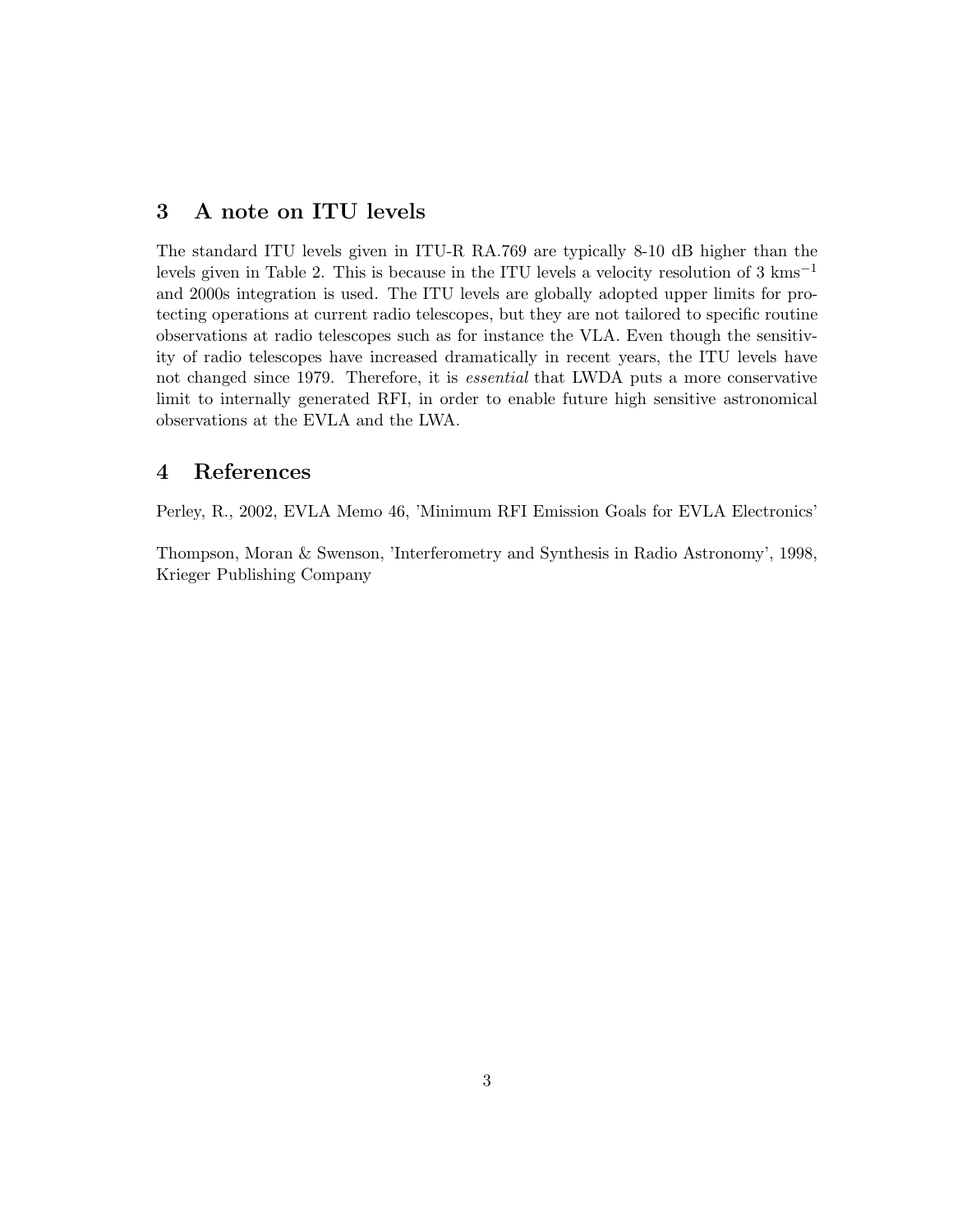## 3 A note on ITU levels

The standard ITU levels given in ITU-R RA.769 are typically 8-10 dB higher than the levels given in Table 2. This is because in the ITU levels a velocity resolution of 3 $\mathrm{kms}^{-1}$ and 2000s integration is used. The ITU levels are globally adopted upper limits for protecting operations at current radio telescopes, but they are not tailored to specific routine observations at radio telescopes such as for instance the VLA. Even though the sensitivity of radio telescopes have increased dramatically in recent years, the ITU levels have not changed since 1979. Therefore, it is *essential* that LWDA puts a more conservative limit to internally generated RFI, in order to enable future high sensitive astronomical observations at the EVLA and the LWA.

## 4 References

Perley, R., 2002, EVLA Memo 46, 'Minimum RFI Emission Goals for EVLA Electronics'

Thompson, Moran & Swenson, 'Interferometry and Synthesis in Radio Astronomy', 1998, Krieger Publishing Company